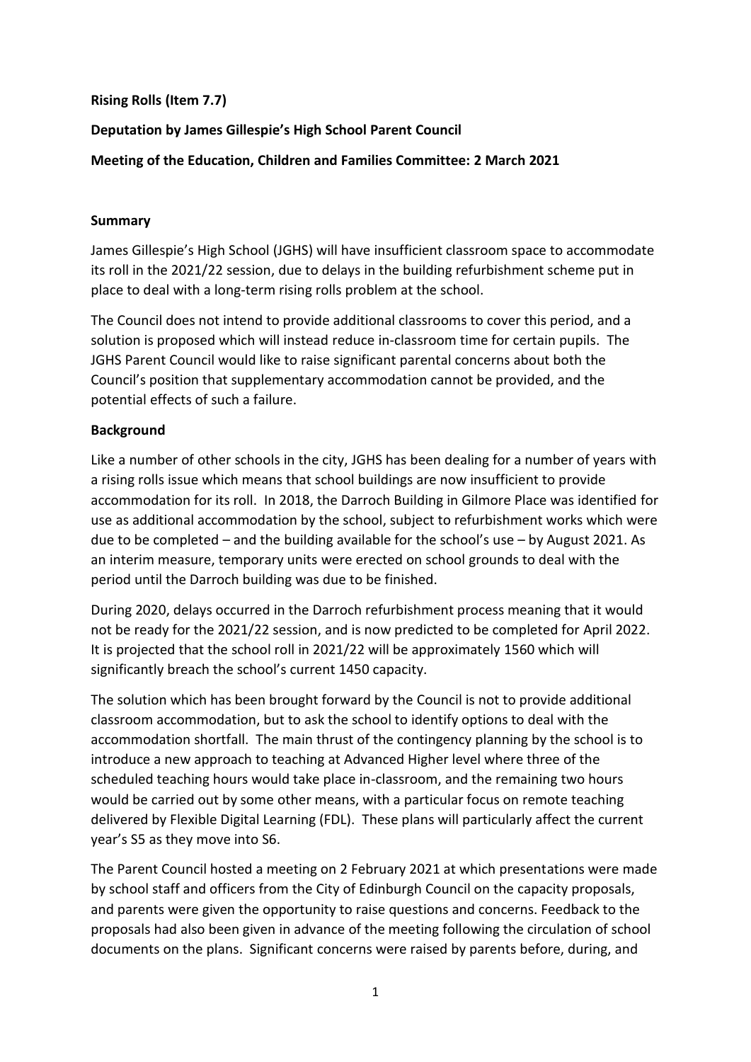**Rising Rolls (Item 7.7)**

**Deputation by James Gillespie's High School Parent Council**

**Meeting of the Education, Children and Families Committee: 2 March 2021**

**Summary**

James Gillespie's High School (JGHS) will have insufficient classroom space to accommodate its roll in the 2021/22 session, due to delays in the building refurbishment scheme put in place to deal with a long-term rising rolls problem at the school.

The Council does not intend to provide additional classrooms to cover this period, and a solution is proposed which will instead reduce in-classroom time for certain pupils. The JGHS Parent Council would like to raise significant parental concerns about both the Council's position that supplementary accommodation cannot be provided, and the potential effects of such a failure.

**Background**

Like a number of other schools in the city, JGHS has been dealing for a number of years with a rising rolls issue which means that school buildings are now insufficient to provide accommodation for its roll. In 2018, the Darroch Building in Gilmore Place was identified for use as additional accommodation by the school, subject to refurbishment works which were due to be completed – and the building available for the school's use – by August 2021. As an interim measure, temporary units were erected on school grounds to deal with the period until the Darroch building was due to be finished.

During 2020, delays occurred in the Darroch refurbishment process meaning that it would not be ready for the 2021/22 session, and is now predicted to be completed for April 2022. It is projected that the school roll in 2021/22 will be approximately 1560 which will significantly breach the school's current 1450 capacity.

The solution which has been brought forward by the Council is not to provide additional classroom accommodation, but to ask the school to identify options to deal with the accommodation shortfall. The main thrust of the contingency planning by the school is to introduce a new approach to teaching at Advanced Higher level where three of the scheduled teaching hours would take place in-classroom, and the remaining two hours would be carried out by some other means, with a particular focus on remote teaching delivered by Flexible Digital Learning (FDL). These plans will particularly affect the current year's S5 as they move into S6.

The Parent Council hosted a meeting on 2 February 2021 at which presentations were made by school staff and officers from the City of Edinburgh Council on the capacity proposals, and parents were given the opportunity to raise questions and concerns. Feedback to the proposals had also been given in advance of the meeting following the circulation of school documents on the plans. Significant concerns were raised by parents before, during, and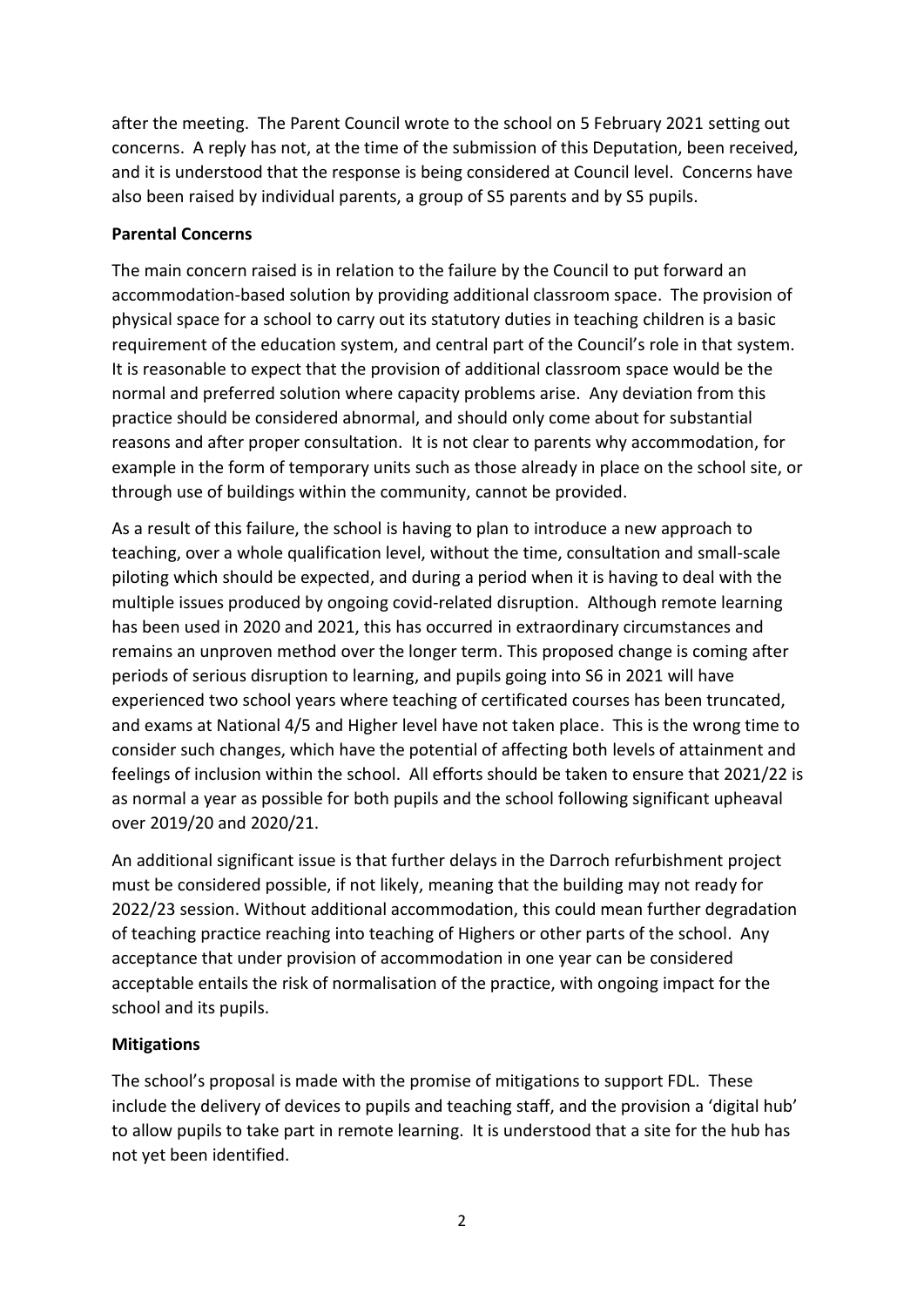after the meeting. The Parent Council wrote to the school on 5 February 2021 setting out concerns. A reply has not, at the time of the submission of this Deputation, been received, and it is understood that the response is being considered at Council level. Concerns have also been raised by individual parents, a group of S5 parents and by S5 pupils.

**Parental Concerns**

The main concern raised is in relation to the failure by the Council to put forward an accommodation-based solution by providing additional classroom space. The provision of physical space for a school to carry out its statutory duties in teaching children is a basic requirement of the education system, and central part of the Council's role in that system. It is reasonable to expect that the provision of additional classroom space would be the normal and preferred solution where capacity problems arise. Any deviation from this practice should be considered abnormal, and should only come about for substantial reasons and after proper consultation. It is not clear to parents why accommodation, for example in the form of temporary units such as those already in place on the school site, or through use of buildings within the community, cannot be provided.

As a result of this failure, the school is having to plan to introduce a new approach to teaching, over a whole qualification level, without the time, consultation and small-scale piloting which should be expected, and during a period when it is having to deal with the multiple issues produced by ongoing covid-related disruption. Although remote learning has been used in 2020 and 2021, this has occurred in extraordinary circumstances and remains an unproven method over the longer term. This proposed change is coming after periods of serious disruption to learning, and pupils going into S6 in 2021 will have experienced two school years where teaching of certificated courses has been truncated, and exams at National 4/5 and Higher level have not taken place. This is the wrong time to consider such changes, which have the potential of affecting both levels of attainment and feelings of inclusion within the school. All efforts should be taken to ensure that 2021/22 is as normal a year as possible for both pupils and the school following significant upheaval over 2019/20 and 2020/21.

An additional significant issue is that further delays in the Darroch refurbishment project must be considered possible, if not likely, meaning that the building may not ready for 2022/23 session. Without additional accommodation, this could mean further degradation of teaching practice reaching into teaching of Highers or other parts of the school. Any acceptance that under provision of accommodation in one year can be considered acceptable entails the risk of normalisation of the practice, with ongoing impact for the school and its pupils.

**Mitigations**

The school's proposal is made with the promise of mitigations to support FDL. These include the delivery of devices to pupils and teaching staff, and the provision a 'digital hub' to allow pupils to take part in remote learning. It is understood that a site for the hub has not yet been identified.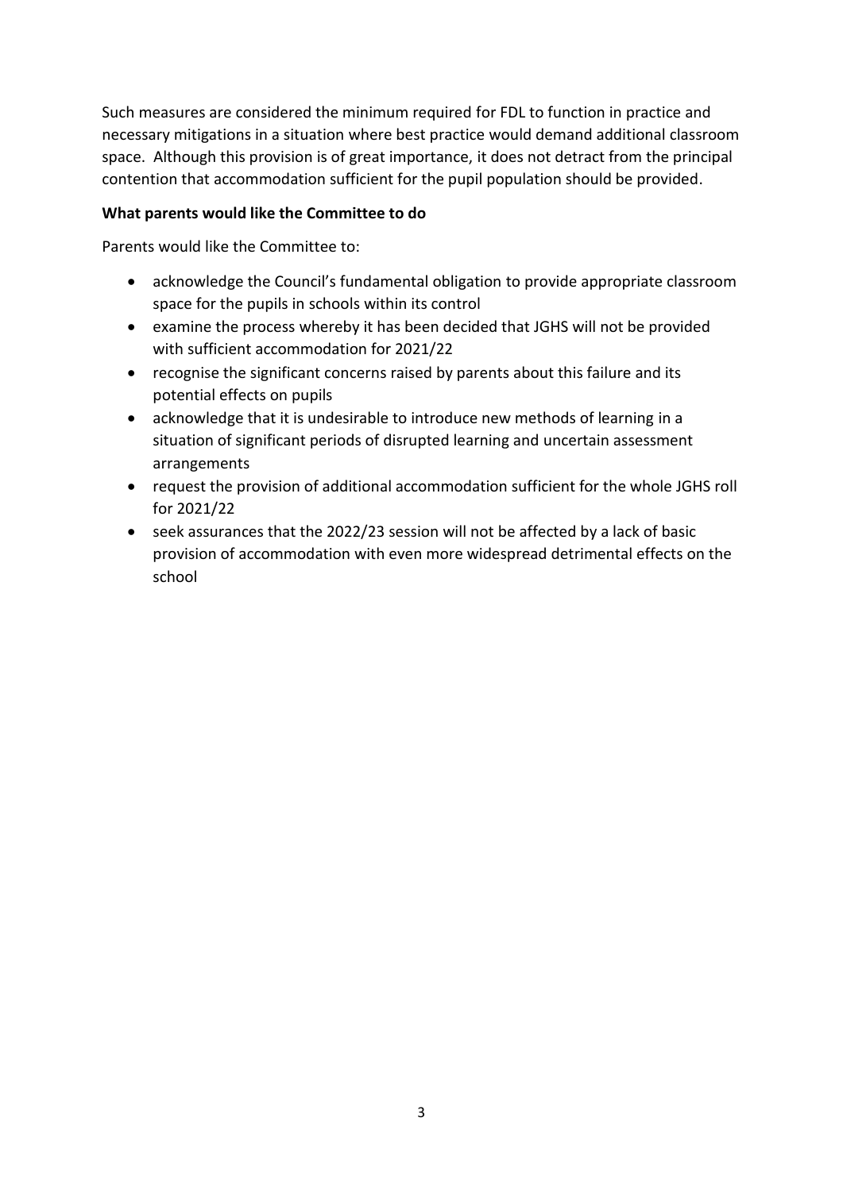Such measures are considered the minimum required for FDL to function in practice and necessary mitigations in a situation where best practice would demand additional classroom space. Although this provision is of great importance, it does not detract from the principal contention that accommodation sufficient for the pupil population should be provided.

**What parents would like the Committee to do**

Parents would like the Committee to:

- acknowledge the Council's fundamental obligation to provide appropriate classroom space for the pupils in schools within its control
- examine the process whereby it has been decided that JGHS will not be provided with sufficient accommodation for 2021/22
- recognise the significant concerns raised by parents about this failure and its potential effects on pupils
- acknowledge that it is undesirable to introduce new methods of learning in a situation of significant periods of disrupted learning and uncertain assessment arrangements
- request the provision of additional accommodation sufficient for the whole JGHS roll for 2021/22
- seek assurances that the 2022/23 session will not be affected by a lack of basic provision of accommodation with even more widespread detrimental effects on the school